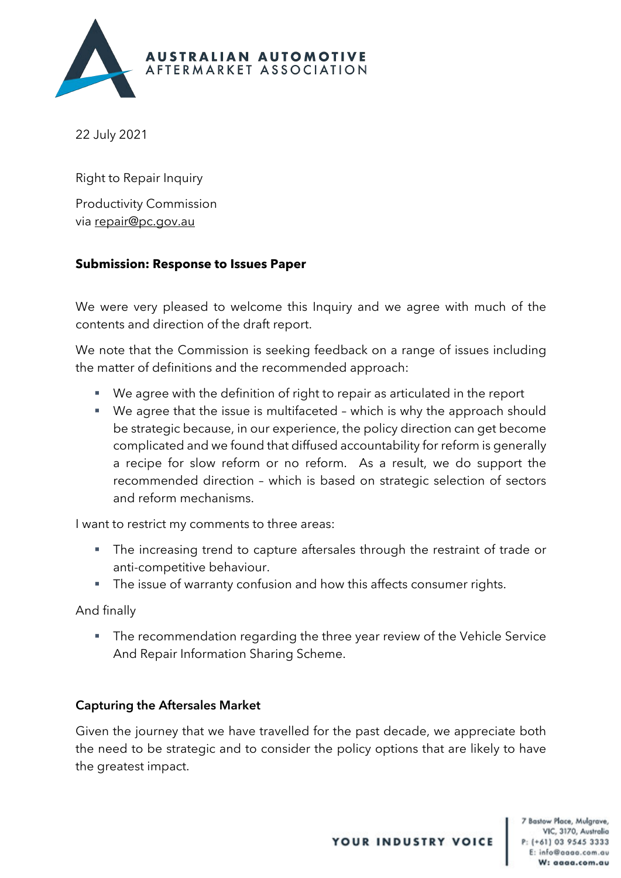AUSTRALIAN AUTOMOTIVE
AFTERMARKET ASSOCIATION

22 July 2021

Right to Repair Inquiry

Productivity Commission
via repair@pc.gov.au

**Submission: Response to Issues Paper**

We were very pleased to welcome this Inquiry and we agree with much of the contents and direction of the draft report.

We note that the Commission is seeking feedback on a range of issues including the matter of definitions and the recommended approach:

- We agree with the definition of right to repair as articulated in the report
- We agree that the issue is multifaceted – which is why the approach should be strategic because, in our experience, the policy direction can get become complicated and we found that diffused accountability for reform is generally a recipe for slow reform or no reform. As a result, we do support the recommended direction – which is based on strategic selection of sectors and reform mechanisms.

I want to restrict my comments to three areas:

- The increasing trend to capture aftersales through the restraint of trade or anti-competitive behaviour.
- The issue of warranty confusion and how this affects consumer rights.

And finally

- The recommendation regarding the three year review of the Vehicle Service And Repair Information Sharing Scheme.

**Capturing the Aftersales Market**

Given the journey that we have travelled for the past decade, we appreciate both the need to be strategic and to consider the policy options that are likely to have the greatest impact.

YOUR INDUSTRY VOICE

7 Bastow Place, Mulgrave, VIC, 3170, Australia
P: (+61) 03 9545 3333
E: info@aaaa.com.au
W: aaaa.com.au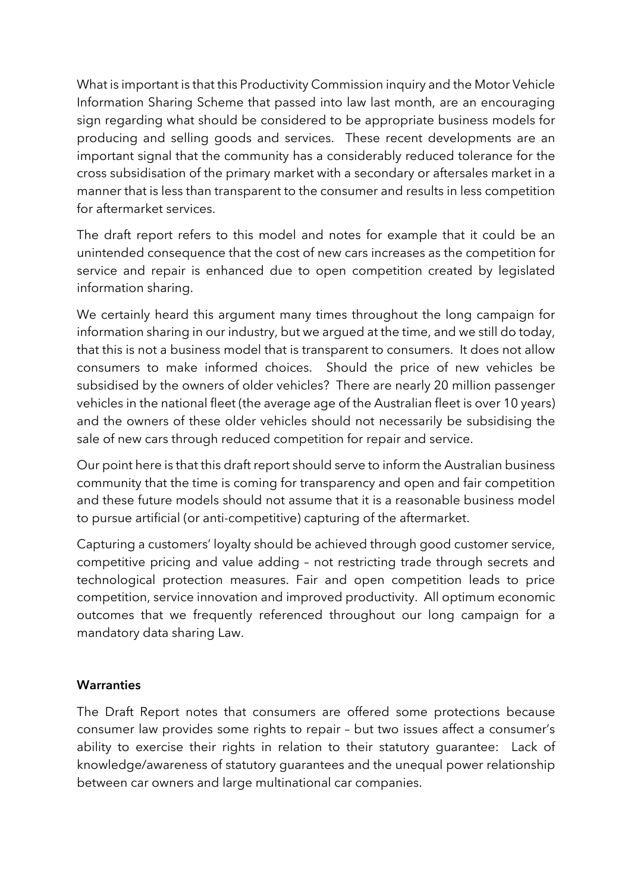What is important is that this Productivity Commission inquiry and the Motor Vehicle Information Sharing Scheme that passed into law last month, are an encouraging sign regarding what should be considered to be appropriate business models for producing and selling goods and services. These recent developments are an important signal that the community has a considerably reduced tolerance for the cross subsidisation of the primary market with a secondary or aftersales market in a manner that is less than transparent to the consumer and results in less competition for aftermarket services.

The draft report refers to this model and notes for example that it could be an unintended consequence that the cost of new cars increases as the competition for service and repair is enhanced due to open competition created by legislated information sharing.

We certainly heard this argument many times throughout the long campaign for information sharing in our industry, but we argued at the time, and we still do today, that this is not a business model that is transparent to consumers. It does not allow consumers to make informed choices. Should the price of new vehicles be subsidised by the owners of older vehicles? There are nearly 20 million passenger vehicles in the national fleet (the average age of the Australian fleet is over 10 years) and the owners of these older vehicles should not necessarily be subsidising the sale of new cars through reduced competition for repair and service.

Our point here is that this draft report should serve to inform the Australian business community that the time is coming for transparency and open and fair competition and these future models should not assume that it is a reasonable business model to pursue artificial (or anti-competitive) capturing of the aftermarket.

Capturing a customers' loyalty should be achieved through good customer service, competitive pricing and value adding – not restricting trade through secrets and technological protection measures. Fair and open competition leads to price competition, service innovation and improved productivity. All optimum economic outcomes that we frequently referenced throughout our long campaign for a mandatory data sharing Law.

**Warranties**

The Draft Report notes that consumers are offered some protections because consumer law provides some rights to repair – but two issues affect a consumer's ability to exercise their rights in relation to their statutory guarantee: Lack of knowledge/awareness of statutory guarantees and the unequal power relationship between car owners and large multinational car companies.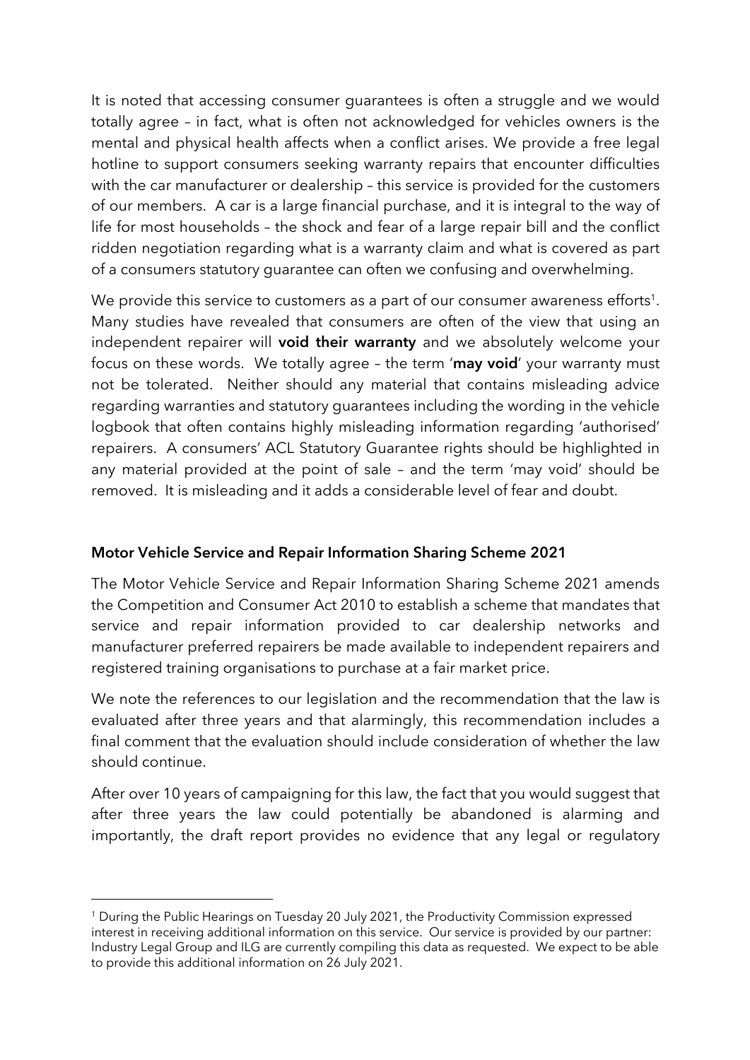It is noted that accessing consumer guarantees is often a struggle and we would totally agree – in fact, what is often not acknowledged for vehicles owners is the mental and physical health affects when a conflict arises. We provide a free legal hotline to support consumers seeking warranty repairs that encounter difficulties with the car manufacturer or dealership – this service is provided for the customers of our members. A car is a large financial purchase, and it is integral to the way of life for most households – the shock and fear of a large repair bill and the conflict ridden negotiation regarding what is a warranty claim and what is covered as part of a consumers statutory guarantee can often we confusing and overwhelming.

We provide this service to customers as a part of our consumer awareness efforts[1]. Many studies have revealed that consumers are often of the view that using an independent repairer will **void their warranty** and we absolutely welcome your focus on these words. We totally agree – the term '**may void**' your warranty must not be tolerated. Neither should any material that contains misleading advice regarding warranties and statutory guarantees including the wording in the vehicle logbook that often contains highly misleading information regarding 'authorised' repairers. A consumers' ACL Statutory Guarantee rights should be highlighted in any material provided at the point of sale – and the term 'may void' should be removed. It is misleading and it adds a considerable level of fear and doubt.

## Motor Vehicle Service and Repair Information Sharing Scheme 2021

The Motor Vehicle Service and Repair Information Sharing Scheme 2021 amends the Competition and Consumer Act 2010 to establish a scheme that mandates that service and repair information provided to car dealership networks and manufacturer preferred repairers be made available to independent repairers and registered training organisations to purchase at a fair market price.

We note the references to our legislation and the recommendation that the law is evaluated after three years and that alarmingly, this recommendation includes a final comment that the evaluation should include consideration of whether the law should continue.

After over 10 years of campaigning for this law, the fact that you would suggest that after three years the law could potentially be abandoned is alarming and importantly, the draft report provides no evidence that any legal or regulatory

---

[1] During the Public Hearings on Tuesday 20 July 2021, the Productivity Commission expressed interest in receiving additional information on this service. Our service is provided by our partner: Industry Legal Group and ILG are currently compiling this data as requested. We expect to be able to provide this additional information on 26 July 2021.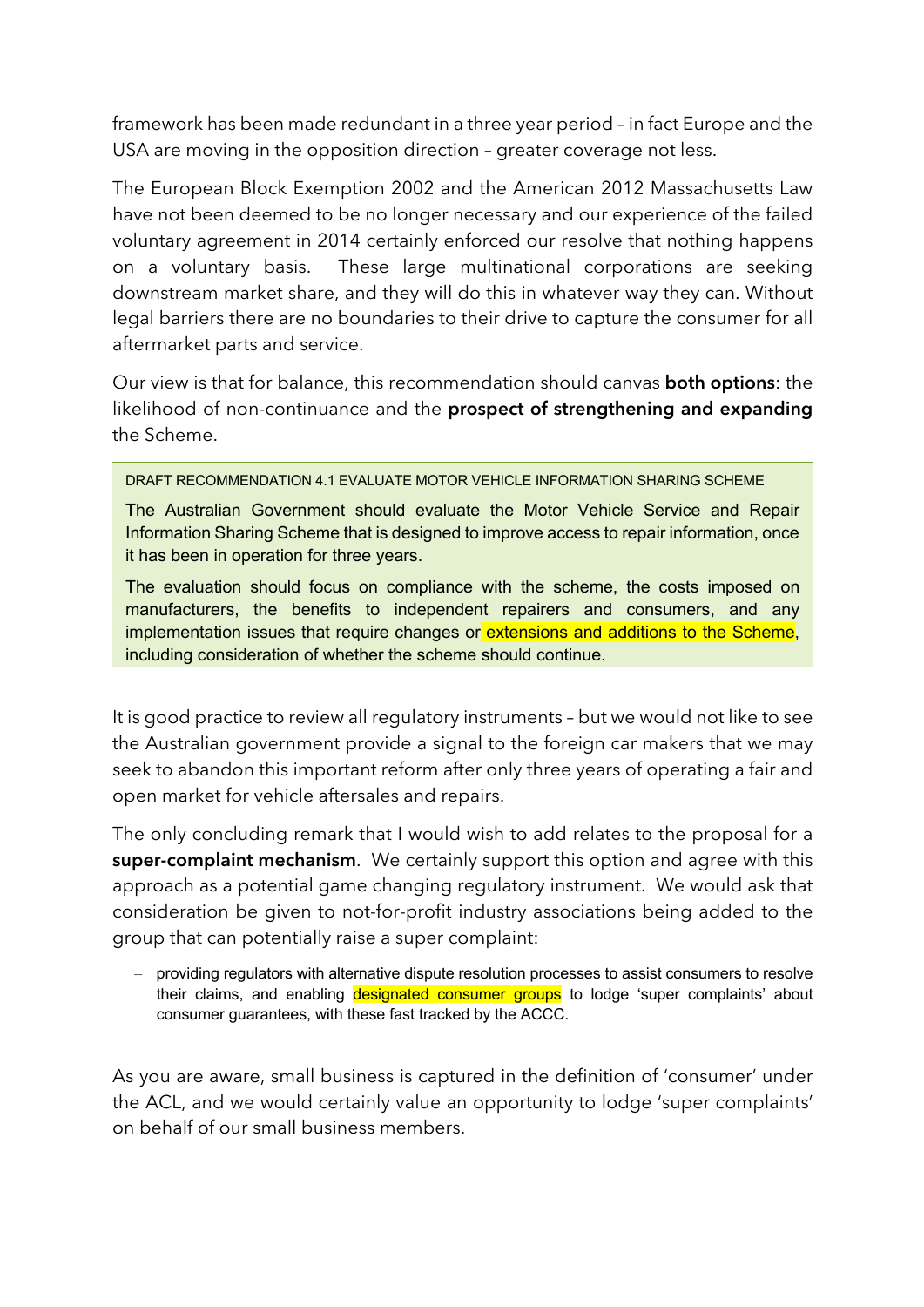framework has been made redundant in a three year period – in fact Europe and the USA are moving in the opposition direction – greater coverage not less.

The European Block Exemption 2002 and the American 2012 Massachusetts Law have not been deemed to be no longer necessary and our experience of the failed voluntary agreement in 2014 certainly enforced our resolve that nothing happens on a voluntary basis. These large multinational corporations are seeking downstream market share, and they will do this in whatever way they can. Without legal barriers there are no boundaries to their drive to capture the consumer for all aftermarket parts and service.

Our view is that for balance, this recommendation should canvas **both options**: the likelihood of non-continuance and the **prospect of strengthening and expanding** the Scheme.

> DRAFT RECOMMENDATION 4.1 EVALUATE MOTOR VEHICLE INFORMATION SHARING SCHEME
>
> The Australian Government should evaluate the Motor Vehicle Service and Repair Information Sharing Scheme that is designed to improve access to repair information, once it has been in operation for three years.
>
> The evaluation should focus on compliance with the scheme, the costs imposed on manufacturers, the benefits to independent repairers and consumers, and any implementation issues that require changes or extensions and additions to the Scheme, including consideration of whether the scheme should continue.

It is good practice to review all regulatory instruments – but we would not like to see the Australian government provide a signal to the foreign car makers that we may seek to abandon this important reform after only three years of operating a fair and open market for vehicle aftersales and repairs.

The only concluding remark that I would wish to add relates to the proposal for a **super-complaint mechanism**. We certainly support this option and agree with this approach as a potential game changing regulatory instrument. We would ask that consideration be given to not-for-profit industry associations being added to the group that can potentially raise a super complaint:

- providing regulators with alternative dispute resolution processes to assist consumers to resolve their claims, and enabling designated consumer groups to lodge 'super complaints' about consumer guarantees, with these fast tracked by the ACCC.

As you are aware, small business is captured in the definition of 'consumer' under the ACL, and we would certainly value an opportunity to lodge 'super complaints' on behalf of our small business members.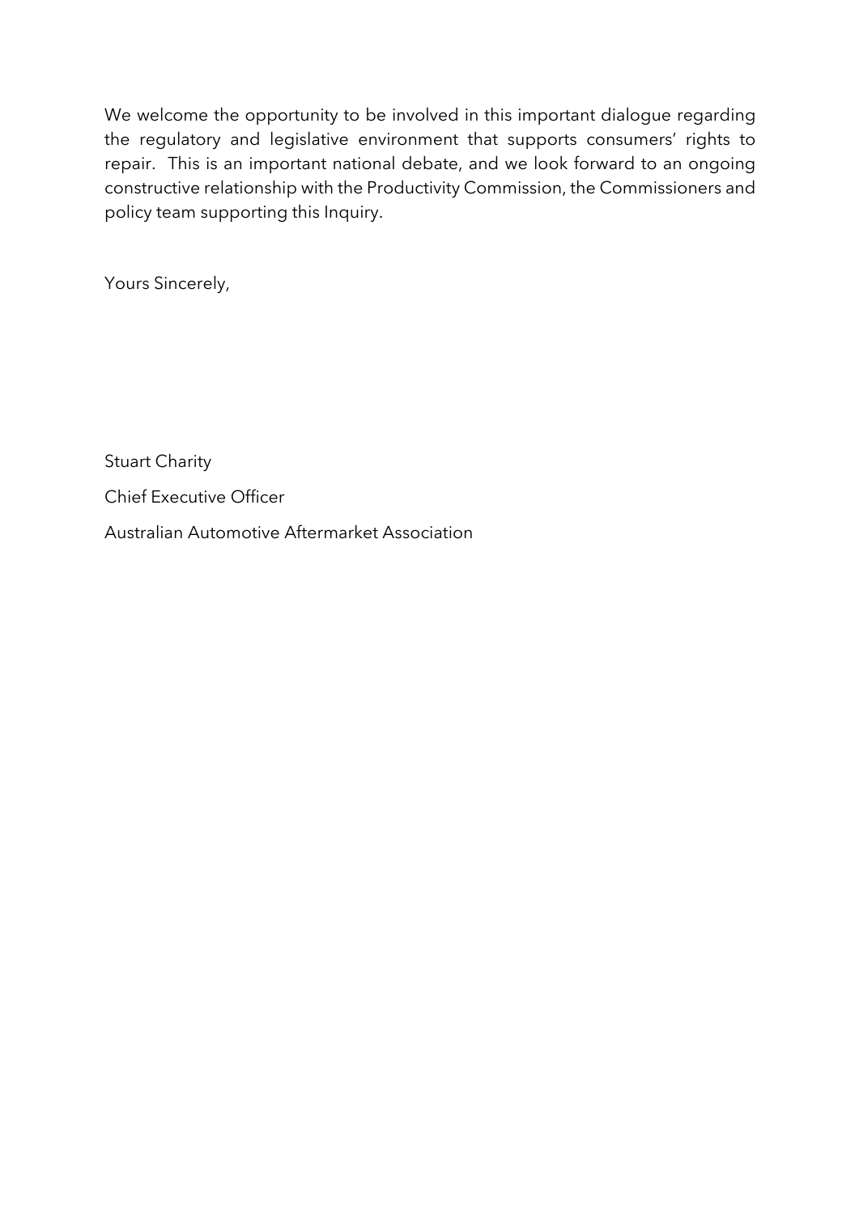We welcome the opportunity to be involved in this important dialogue regarding the regulatory and legislative environment that supports consumers' rights to repair. This is an important national debate, and we look forward to an ongoing constructive relationship with the Productivity Commission, the Commissioners and policy team supporting this Inquiry.

Yours Sincerely,

Stuart Charity

Chief Executive Officer

Australian Automotive Aftermarket Association